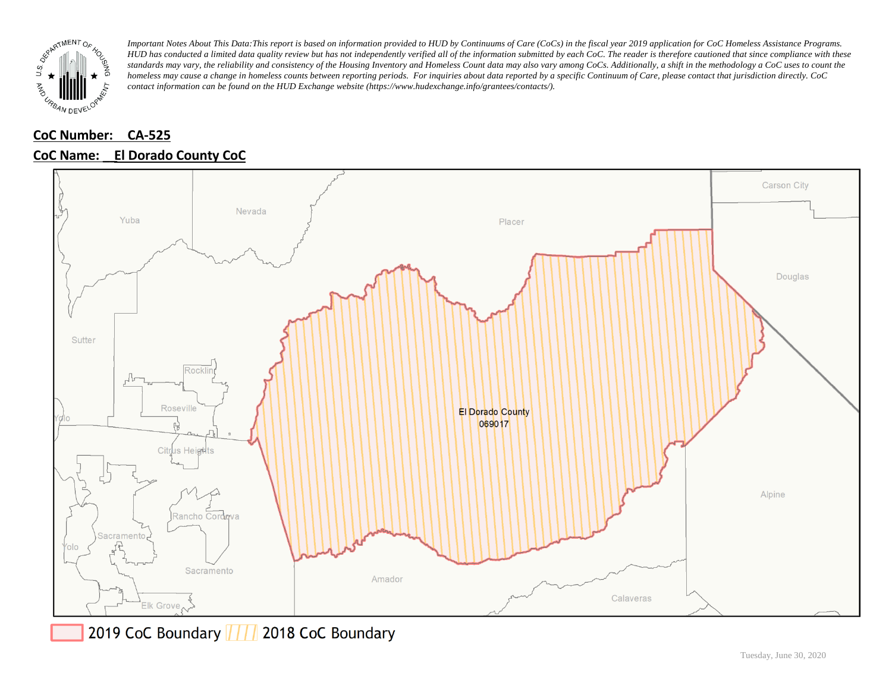*Important Notes About This Data:This report is based on information provided to HUD by Continuums of Care (CoCs) in the fiscal year 2019 application for CoC Homeless Assistance Programs. HUD has conducted a limited data quality review but has not independently verified all of the information submitted by each CoC. The reader is therefore cautioned that since compliance with these standards may vary, the reliability and consistency of the Housing Inventory and Homeless Count data may also vary among CoCs. Additionally, a shift in the methodology a CoC uses to count the homeless may cause a change in homeless counts between reporting periods. For inquiries about data reported by a specific Continuum of Care, please contact that jurisdiction directly. CoC contact information can be found on the HUD Exchange website (https://www.hudexchange.info/grantees/contacts/).*

**CoC Number: CA-525**

**CoC Name: El Dorado County CoC**

Yuba, Nevada, Placer, Carson City, Douglas, Sutter, Rocklin, Roseville, Yolo, Citrus Heights, El Dorado County 069017, Rancho Cordova, Sacramento, Yolo, Alpine, Sacramento, Amador, Elk Grove, Calaveras

2019 CoC Boundary 2018 CoC Boundary

Tuesday, June 30, 2020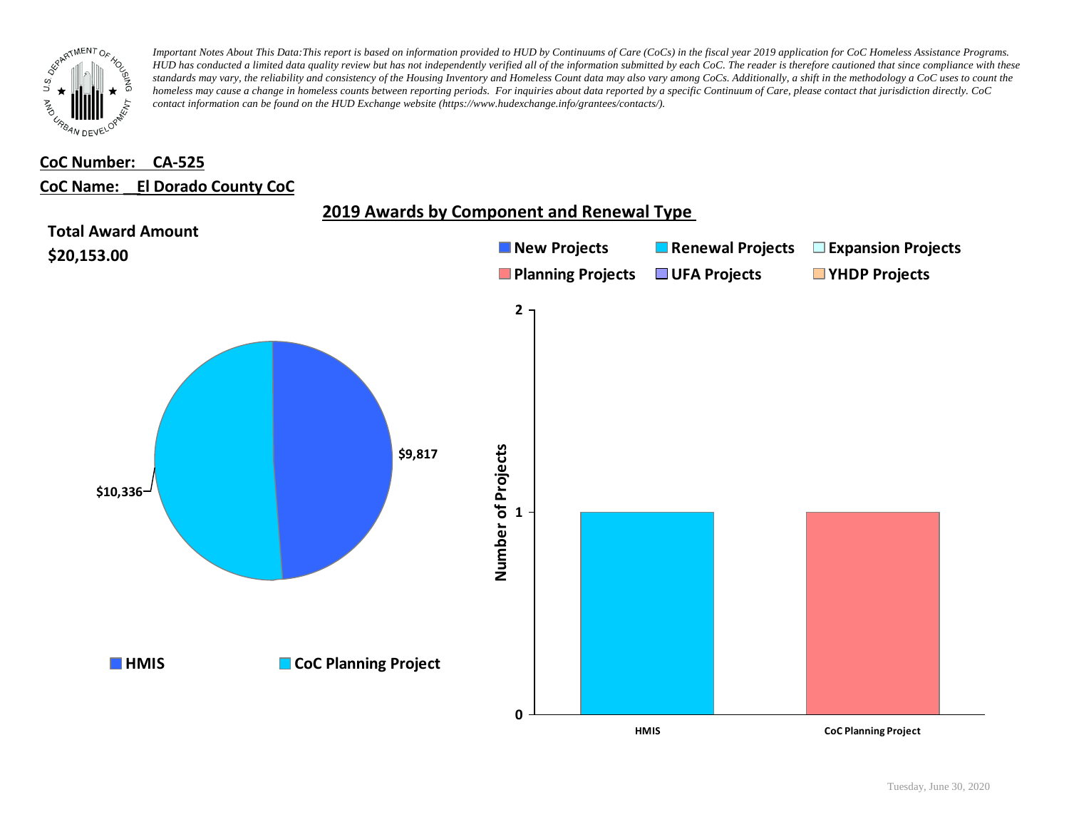*Important Notes About This Data:This report is based on information provided to HUD by Continuums of Care (CoCs) in the fiscal year 2019 application for CoC Homeless Assistance Programs. HUD has conducted a limited data quality review but has not independently verified all of the information submitted by each CoC. The reader is therefore cautioned that since compliance with these standards may vary, the reliability and consistency of the Housing Inventory and Homeless Count data may also vary among CoCs. Additionally, a shift in the methodology a CoC uses to count the homeless may cause a change in homeless counts between reporting periods. For inquiries about data reported by a specific Continuum of Care, please contact that jurisdiction directly. CoC contact information can be found on the HUD Exchange website (https://www.hudexchange.info/grantees/contacts/).*

**CoC Number: CA-525**

**CoC Name: El Dorado County CoC**

## 2019 Awards by Component and Renewal Type

**Total Award Amount**

**$20,153.00**

| Component | Award Amount |
| --- | --- |
| HMIS | $9,817 |
| CoC Planning Project | $10,336 |

New Projects | Renewal Projects | Expansion Projects | Planning Projects | UFA Projects | YHDP Projects

| Component | Number of Projects | Type |
| --- | --- | --- |
| HMIS | 1 | Renewal Projects |
| CoC Planning Project | 1 | Planning Projects |

Tuesday, June 30, 2020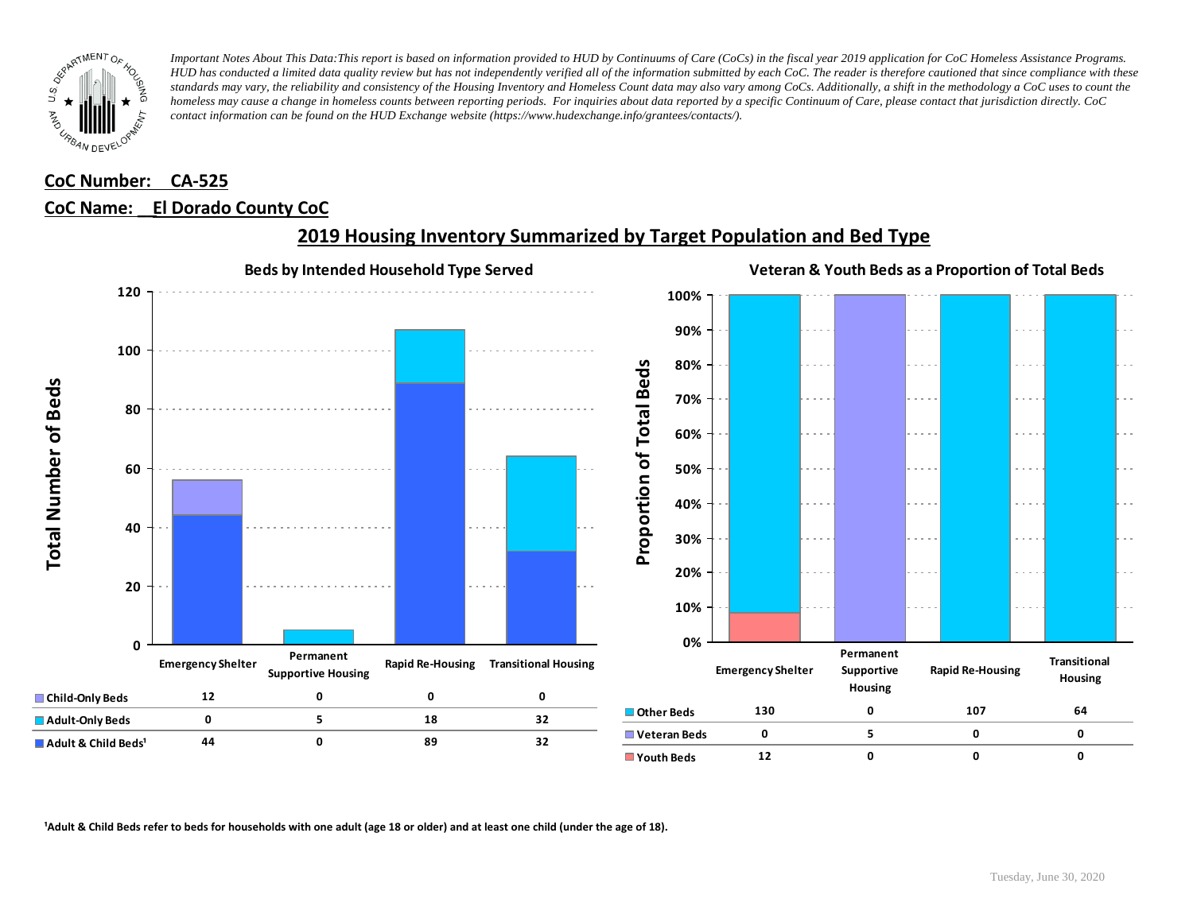*Important Notes About This Data:This report is based on information provided to HUD by Continuums of Care (CoCs) in the fiscal year 2019 application for CoC Homeless Assistance Programs. HUD has conducted a limited data quality review but has not independently verified all of the information submitted by each CoC. The reader is therefore cautioned that since compliance with these standards may vary, the reliability and consistency of the Housing Inventory and Homeless Count data may also vary among CoCs. Additionally, a shift in the methodology a CoC uses to count the homeless may cause a change in homeless counts between reporting periods. For inquiries about data reported by a specific Continuum of Care, please contact that jurisdiction directly. CoC contact information can be found on the HUD Exchange website (https://www.hudexchange.info/grantees/contacts/).*

**CoC Number: CA-525**

**CoC Name: El Dorado County CoC**

## 2019 Housing Inventory Summarized by Target Population and Bed Type

### Beds by Intended Household Type Served

| | Emergency Shelter | Permanent Supportive Housing | Rapid Re-Housing | Transitional Housing |
|---|---|---|---|---|
| Child-Only Beds | 12 | 0 | 0 | 0 |
| Adult-Only Beds | 0 | 5 | 18 | 32 |
| Adult & Child Beds[1] | 44 | 0 | 89 | 32 |

### Veteran & Youth Beds as a Proportion of Total Beds

| | Emergency Shelter | Permanent Supportive Housing | Rapid Re-Housing | Transitional Housing |
|---|---|---|---|---|
| Other Beds | 130 | 0 | 107 | 64 |
| Veteran Beds | 0 | 5 | 0 | 0 |
| Youth Beds | 12 | 0 | 0 | 0 |

[1]Adult & Child Beds refer to beds for households with one adult (age 18 or older) and at least one child (under the age of 18).

Tuesday, June 30, 2020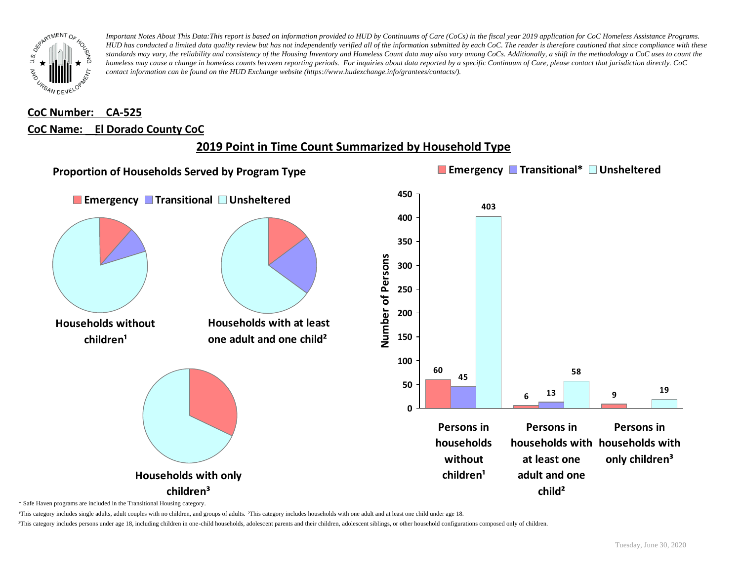*Important Notes About This Data:This report is based on information provided to HUD by Continuums of Care (CoCs) in the fiscal year 2019 application for CoC Homeless Assistance Programs. HUD has conducted a limited data quality review but has not independently verified all of the information submitted by each CoC. The reader is therefore cautioned that since compliance with these standards may vary, the reliability and consistency of the Housing Inventory and Homeless Count data may also vary among CoCs. Additionally, a shift in the methodology a CoC uses to count the homeless may cause a change in homeless counts between reporting periods. For inquiries about data reported by a specific Continuum of Care, please contact that jurisdiction directly. CoC contact information can be found on the HUD Exchange website (https://www.hudexchange.info/grantees/contacts/).*

**CoC Number: CA-525**

**CoC Name: El Dorado County CoC**

## 2019 Point in Time Count Summarized by Household Type

### Proportion of Households Served by Program Type

Emergency | Transitional | Unsheltered

Households without children¹

Households with at least one adult and one child²

Households with only children³

Emergency | Transitional* | Unsheltered

| Number of Persons | Emergency | Transitional* | Unsheltered |
|---|---|---|---|
| Persons in households without children¹ | 60 | 45 | 403 |
| Persons in households with at least one adult and one child² | 6 | 13 | 58 |
| Persons in households with only children³ | 9 | | 19 |

\* Safe Haven programs are included in the Transitional Housing category.

¹This category includes single adults, adult couples with no children, and groups of adults. ²This category includes households with one adult and at least one child under age 18.

³This category includes persons under age 18, including children in one-child households, adolescent parents and their children, adolescent siblings, or other household configurations composed only of children.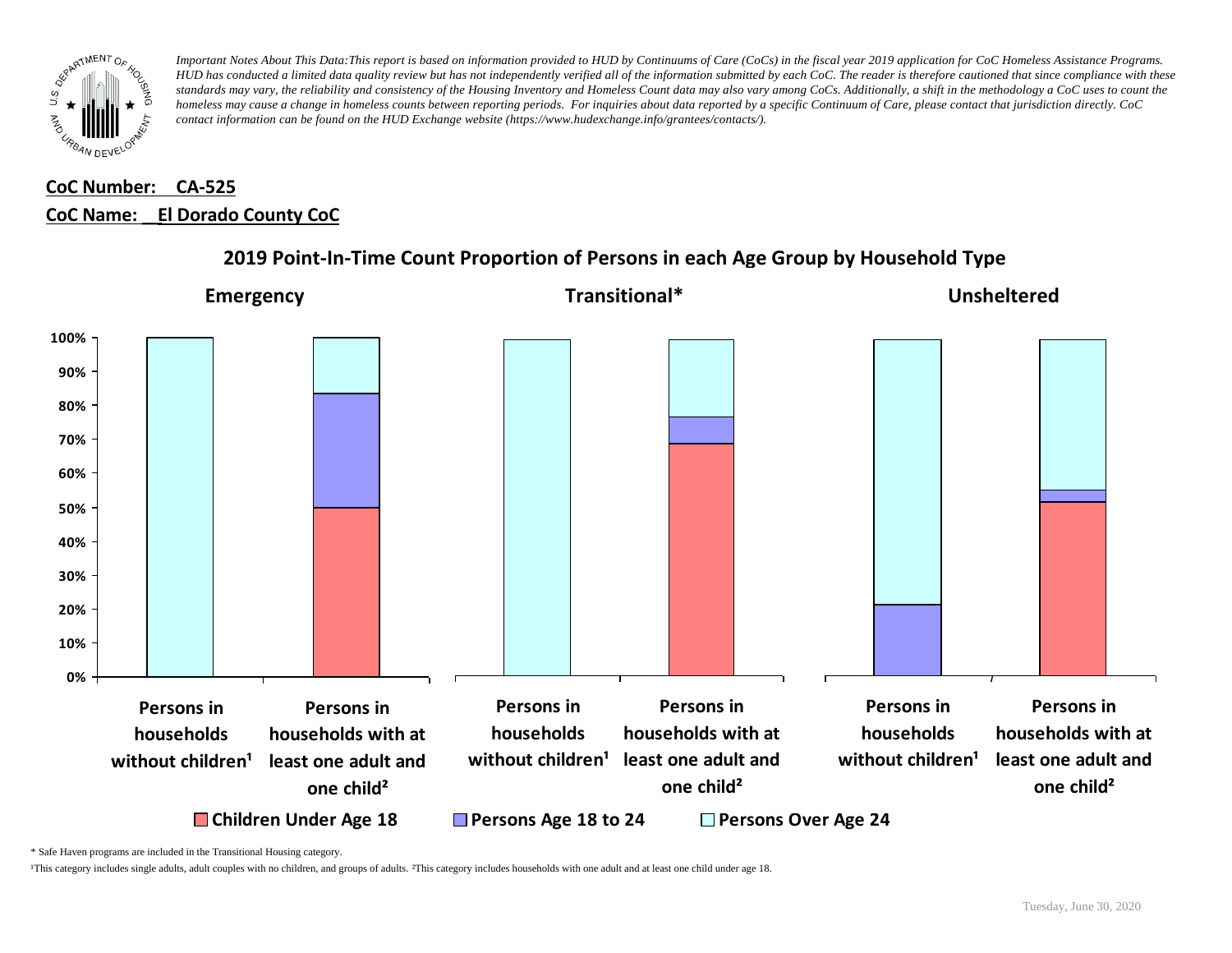*Important Notes About This Data:This report is based on information provided to HUD by Continuums of Care (CoCs) in the fiscal year 2019 application for CoC Homeless Assistance Programs. HUD has conducted a limited data quality review but has not independently verified all of the information submitted by each CoC. The reader is therefore cautioned that since compliance with these standards may vary, the reliability and consistency of the Housing Inventory and Homeless Count data may also vary among CoCs. Additionally, a shift in the methodology a CoC uses to count the homeless may cause a change in homeless counts between reporting periods. For inquiries about data reported by a specific Continuum of Care, please contact that jurisdiction directly. CoC contact information can be found on the HUD Exchange website (https://www.hudexchange.info/grantees/contacts/).*

**CoC Number: CA-525**

**CoC Name: El Dorado County CoC**

## 2019 Point-In-Time Count Proportion of Persons in each Age Group by Household Type

**Emergency** | **Transitional*** | **Unsheltered**

Persons in households without children¹ | Persons in households with at least one adult and one child²

■ Children Under Age 18 ■ Persons Age 18 to 24 □ Persons Over Age 24

\* Safe Haven programs are included in the Transitional Housing category.

¹This category includes single adults, adult couples with no children, and groups of adults. ²This category includes households with one adult and at least one child under age 18.

Tuesday, June 30, 2020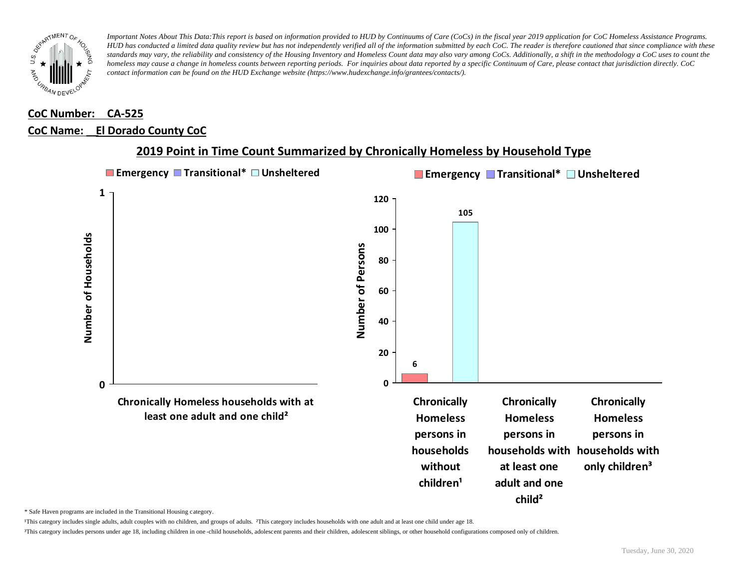*Important Notes About This Data:This report is based on information provided to HUD by Continuums of Care (CoCs) in the fiscal year 2019 application for CoC Homeless Assistance Programs. HUD has conducted a limited data quality review but has not independently verified all of the information submitted by each CoC. The reader is therefore cautioned that since compliance with these standards may vary, the reliability and consistency of the Housing Inventory and Homeless Count data may also vary among CoCs. Additionally, a shift in the methodology a CoC uses to count the homeless may cause a change in homeless counts between reporting periods. For inquiries about data reported by a specific Continuum of Care, please contact that jurisdiction directly. CoC contact information can be found on the HUD Exchange website (https://www.hudexchange.info/grantees/contacts/).*

**CoC Number: CA-525**

**CoC Name: El Dorado County CoC**

## 2019 Point in Time Count Summarized by Chronically Homeless by Household Type

**Number of Households**

| | Emergency | Transitional* | Unsheltered |
|---|---|---|---|
| Chronically Homeless households with at least one adult and one child² | | | |

**Number of Persons**

| | Emergency | Transitional* | Unsheltered |
|---|---|---|---|
| Chronically Homeless persons in households without children¹ | 6 | | 105 |
| Chronically Homeless persons in households with at least one adult and one child² | | | |
| Chronically Homeless persons in households with only children³ | | | |

\* Safe Haven programs are included in the Transitional Housing category.

¹This category includes single adults, adult couples with no children, and groups of adults. ²This category includes households with one adult and at least one child under age 18.

³This category includes persons under age 18, including children in one-child households, adolescent parents and their children, adolescent siblings, or other household configurations composed only of children.

Tuesday, June 30, 2020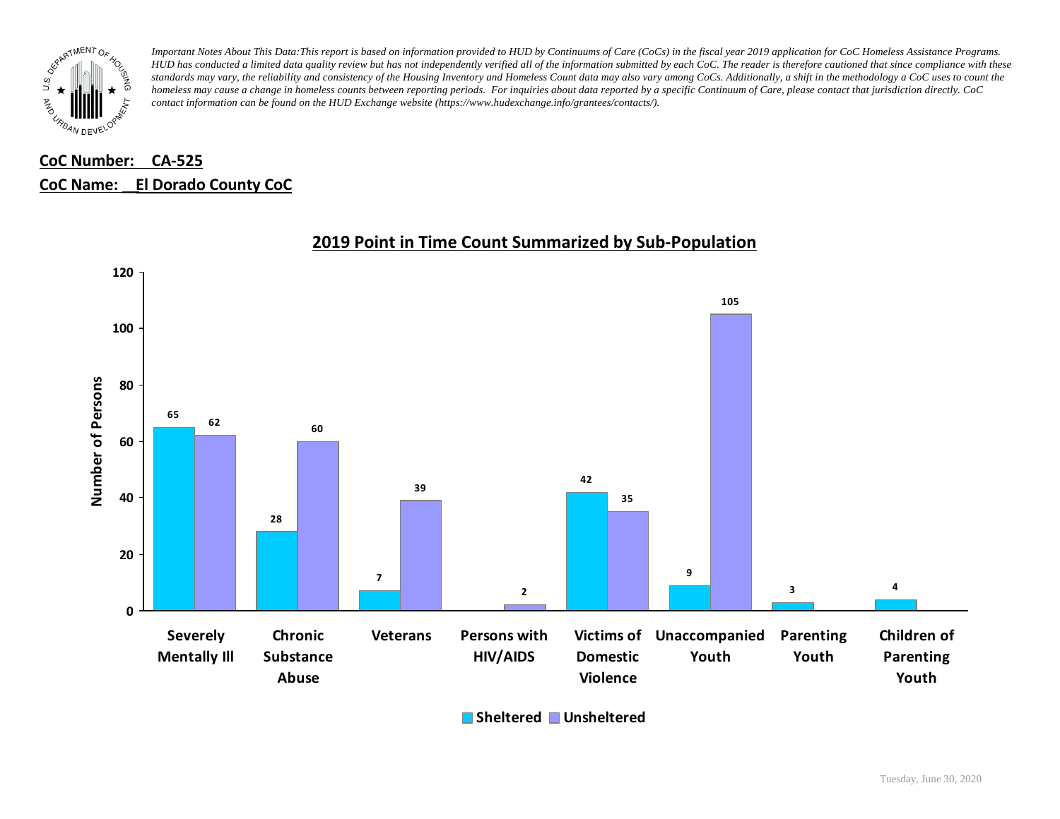*Important Notes About This Data:This report is based on information provided to HUD by Continuums of Care (CoCs) in the fiscal year 2019 application for CoC Homeless Assistance Programs. HUD has conducted a limited data quality review but has not independently verified all of the information submitted by each CoC. The reader is therefore cautioned that since compliance with these standards may vary, the reliability and consistency of the Housing Inventory and Homeless Count data may also vary among CoCs. Additionally, a shift in the methodology a CoC uses to count the homeless may cause a change in homeless counts between reporting periods. For inquiries about data reported by a specific Continuum of Care, please contact that jurisdiction directly. CoC contact information can be found on the HUD Exchange website (https://www.hudexchange.info/grantees/contacts/).*

**CoC Number: CA-525**

**CoC Name: El Dorado County CoC**

## 2019 Point in Time Count Summarized by Sub-Population

Number of Persons

120
100
80
60
40
20
0

65
62
28
60
7
39
2
42
35
9
105
3
4

Severely Mentally Ill
Chronic Substance Abuse
Veterans
Persons with HIV/AIDS
Victims of Domestic Violence
Unaccompanied Youth
Parenting Youth
Children of Parenting Youth

Sheltered
Unsheltered

Tuesday, June 30, 2020